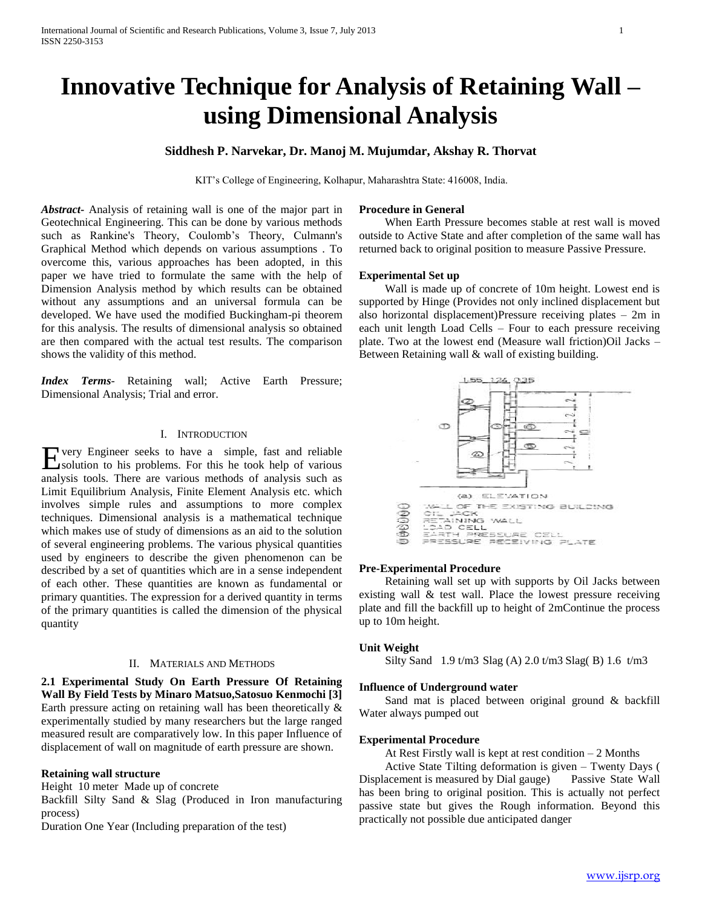# Innovative Technique for Analysis of Retaining Wall – using Dimensional Analysis

**Siddhesh P. Narvekar, Dr. Manoj M. Mujumdar, Akshay R. Thorvat**

KIT's College of Engineering, Kolhapur, Maharashtra State: 416008, India.

***Abstract-*** Analysis of retaining wall is one of the major part in Geotechnical Engineering. This can be done by various methods such as Rankine's Theory, Coulomb's Theory, Culmann's Graphical Method which depends on various assumptions . To overcome this, various approaches has been adopted, in this paper we have tried to formulate the same with the help of Dimension Analysis method by which results can be obtained without any assumptions and an universal formula can be developed. We have used the modified Buckingham-pi theorem for this analysis. The results of dimensional analysis so obtained are then compared with the actual test results. The comparison shows the validity of this method.

***Index Terms-*** Retaining wall; Active Earth Pressure; Dimensional Analysis; Trial and error.

## I. INTRODUCTION

Every Engineer seeks to have a simple, fast and reliable solution to his problems. For this he took help of various analysis tools. There are various methods of analysis such as Limit Equilibrium Analysis, Finite Element Analysis etc. which involves simple rules and assumptions to more complex techniques. Dimensional analysis is a mathematical technique which makes use of study of dimensions as an aid to the solution of several engineering problems. The various physical quantities used by engineers to describe the given phenomenon can be described by a set of quantities which are in a sense independent of each other. These quantities are known as fundamental or primary quantities. The expression for a derived quantity in terms of the primary quantities is called the dimension of the physical quantity

## II. MATERIALS AND METHODS

**2.1 Experimental Study On Earth Pressure Of Retaining Wall By Field Tests by Minaro Matsuo,Satosuo Kenmochi [3]**

Earth pressure acting on retaining wall has been theoretically & experimentally studied by many researchers but the large ranged measured result are comparatively low. In this paper Influence of displacement of wall on magnitude of earth pressure are shown.

**Retaining wall structure**

Height 10 meter Made up of concrete

Backfill Silty Sand & Slag (Produced in Iron manufacturing process)

Duration One Year (Including preparation of the test)

**Procedure in General**

When Earth Pressure becomes stable at rest wall is moved outside to Active State and after completion of the same wall has returned back to original position to measure Passive Pressure.

**Experimental Set up**

Wall is made up of concrete of 10m height. Lowest end is supported by Hinge (Provides not only inclined displacement but also horizontal displacement)Pressure receiving plates – 2m in each unit length Load Cells – Four to each pressure receiving plate. Two at the lowest end (Measure wall friction)Oil Jacks – Between Retaining wall & wall of existing building.

(a) ELEVATION

1. WALL OF THE EXISTING BUILDING
2. OIL JACK
3. RETAINING WALL
4. LOAD CELL
5. EARTH PRESSURE CELL
6. PRESSURE RECEIVING PLATE

**Pre-Experimental Procedure**

Retaining wall set up with supports by Oil Jacks between existing wall & test wall. Place the lowest pressure receiving plate and fill the backfill up to height of 2mContinue the process up to 10m height.

**Unit Weight**

Silty Sand 1.9 t/m3 Slag (A) 2.0 t/m3 Slag( B) 1.6 t/m3

**Influence of Underground water**

Sand mat is placed between original ground & backfill Water always pumped out

**Experimental Procedure**

At Rest Firstly wall is kept at rest condition – 2 Months

Active State Tilting deformation is given – Twenty Days ( Displacement is measured by Dial gauge) Passive State Wall has been bring to original position. This is actually not perfect passive state but gives the Rough information. Beyond this practically not possible due anticipated danger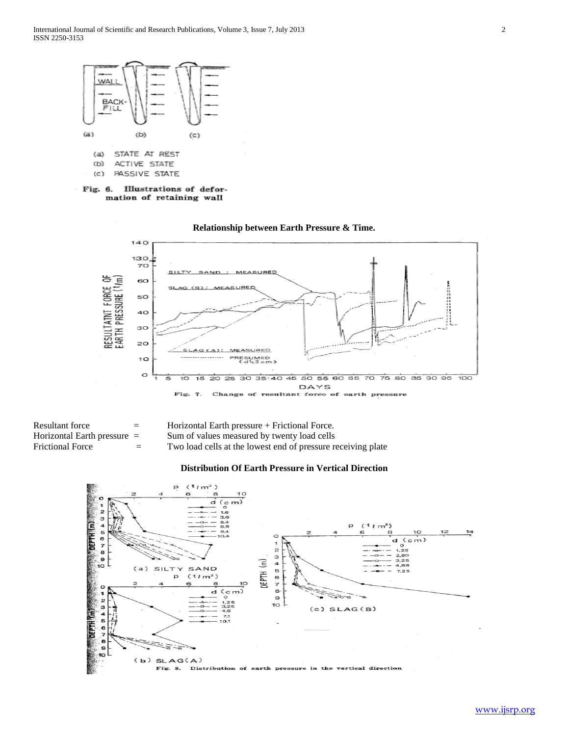(a) STATE AT REST
(b) ACTIVE STATE
(c) PASSIVE STATE

Fig. 6. Illustrations of deformation of retaining wall

**Relationship between Earth Pressure & Time.**

Fig. 7. Change of resultant force of earth pressure

Resultant force = Horizontal Earth pressure + Frictional Force.
Horizontal Earth pressure = Sum of values measured by twenty load cells
Frictional Force = Two load cells at the lowest end of pressure receiving plate

**Distribution Of Earth Pressure in Vertical Direction**

Fig. 8. Distribution of earth pressure in the vertical direction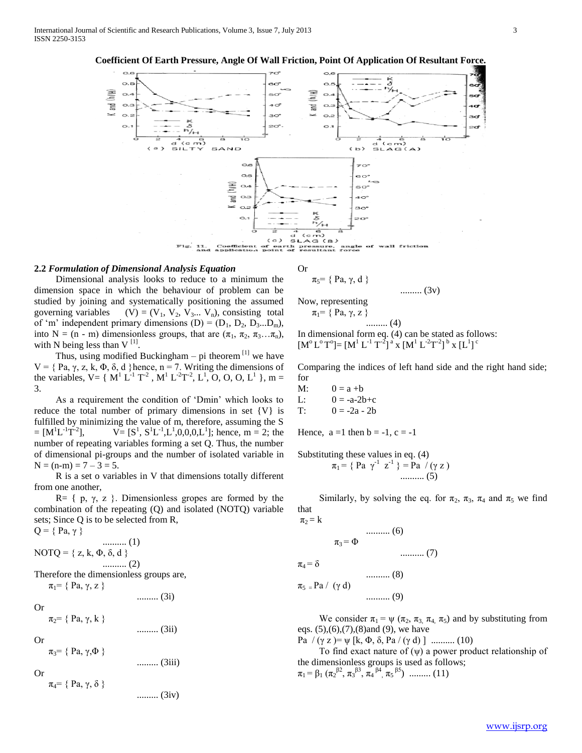**Coefficient Of Earth Pressure, Angle Of Wall Friction, Point Of Application Of Resultant Force.**

Fig. 11. Coefficient of earth pressure, angle of wall friction and application point of resultant force

### 2.2 *Formulation of Dimensional Analysis Equation*

Dimensional analysis looks to reduce to a minimum the dimension space in which the behaviour of problem can be studied by joining and systematically positioning the assumed governing variables $(V) = (V_1, V_2, V_3... V_n)$, consisting total of 'm' independent primary dimensions $(D) = (D_1, D_2, D_3...D_m)$, into $N = (n - m)$ dimensionless groups, that are $(\pi_1, \pi_2, \pi_3...\pi_n)$, with N being less than V [1].

Thus, using modified Buckingham – pi theorem [1] we have $V = \{ Pa, \gamma, z, k, \Phi, \delta, d \}$hence, n = 7. Writing the dimensions of the variables, $V= \{ M^1 L^{-1} T^{-2} , M^1 L^{-2}T^{-2}, L^1, O, O, O, L^1 \}$, m = 3.

As a requirement the condition of 'Dmin' which looks to reduce the total number of primary dimensions in set {V} is fulfilled by minimizing the value of m, therefore, assuming the $S = [M^1L^{-1}T^{-2}]$, $V= [S^1, S^1L^{-1},L^1,0,0,0,L^1]$; hence, m = 2; the number of repeating variables forming a set Q. Thus, the number of dimensional pi-groups and the number of isolated variable in N = (n-m) = 7 – 3 = 5.

R is a set o variables in V that dimensions totally different from one another,

R= { p, γ, z }. Dimensionless gropes are formed by the combination of the repeating (Q) and isolated (NOTQ) variable sets; Since Q is to be selected from R,

$$Q = \{ Pa, \gamma \} \quad .......... (1)$$

$$NOTQ = \{ z, k, \Phi, \delta, d \} \quad .......... (2)$$

Therefore the dimensionless groups are,

$$\pi_1= \{ Pa, \gamma, z \} \quad ......... (3i)$$

Or

$$\pi_2= \{ Pa, \gamma, k \} \quad ......... (3ii)$$

Or

$$\pi_3= \{ Pa, \gamma,\Phi \} \quad ......... (3iii)$$

Or

$$\pi_4= \{ Pa, \gamma, \delta \} \quad ......... (3iv)$$

Or

$$\pi_5= \{ Pa, \gamma, d \} \quad ......... (3v)$$

Now, representing

$$\pi_1= \{ Pa, \gamma, z \} \quad ......... (4)$$

In dimensional form eq. (4) can be stated as follows:

$$[M^o L^o T^o]= [M^1 L^{-1} T^{-2}]^a \times [M^1 L^{-2}T^{-2}]^b \times [L^1]^c$$

Comparing the indices of left hand side and the right hand side; for

M: $0 = a + b$

L: $0 = -a-2b+c$

T: $0 = -2a - 2b$

Hence, a =1 then b = -1, c = -1

Substituting these values in eq. (4)

$$\pi_1= \{ Pa \ \gamma^{-1} \ z^{-1} \} = Pa \ / (\gamma z) \quad .......... (5)$$

Similarly, by solving the eq. for $\pi_2$, $\pi_3$, $\pi_4$ and $\pi_5$ we find that

$$\pi_2 = k \quad .......... (6)$$

$$\pi_3 = \Phi \quad .......... (7)$$

$$\pi_4 = \delta \quad .......... (8)$$

$$\pi_5 = Pa / (\gamma d) \quad .......... (9)$$

We consider $\pi_1 = \psi (\pi_2, \pi_3, \pi_4, \pi_5)$ and by substituting from eqs. (5),(6),(7),(8)and (9), we have

$$Pa \ / (\gamma z )= \psi [k, \Phi, \delta, Pa / (\gamma d) ] \quad .......... (10)$$

To find exact nature of (ψ) a power product relationship of the dimensionless groups is used as follows;

$$\pi_1 = \beta_1 (\pi_2^{\beta 2}, \pi_3^{\beta 3}, \pi_4^{\beta 4}, \pi_5^{\beta 5}) \quad ......... (11)$$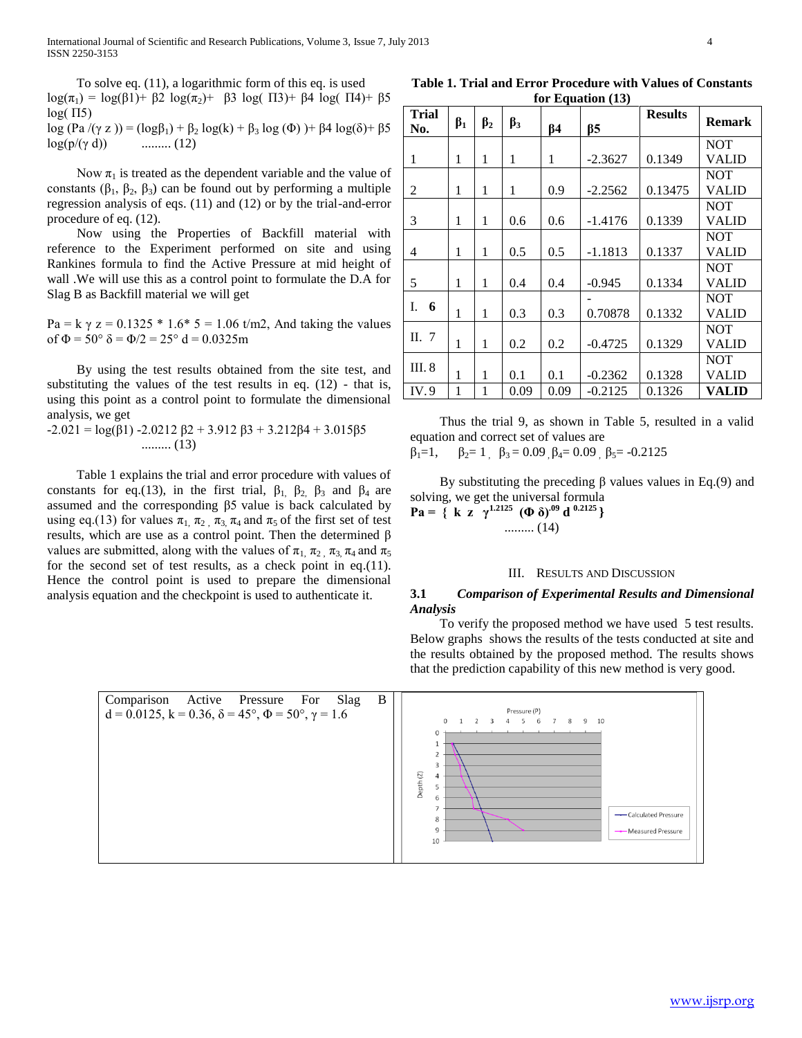To solve eq. (11), a logarithmic form of this eq. is used $\log(\pi_1) = \log(\beta1) + \beta2 \log(\pi_2) + \beta3 \log(\Pi3) + \beta4 \log(\Pi4) + \beta5 \log(\Pi5)$

$$\log(Pa/(\gamma z)) = (\log\beta_1) + \beta_2 \log(k) + \beta_3 \log(\Phi) + \beta4 \log(\delta) + \beta5 \log(p/(\gamma d)) \quad ......... (12)$$

Now $\pi_1$ is treated as the dependent variable and the value of constants ($\beta_1$, $\beta_2$, $\beta_3$) can be found out by performing a multiple regression analysis of eqs. (11) and (12) or by the trial-and-error procedure of eq. (12).

Now using the Properties of Backfill material with reference to the Experiment performed on site and using Rankines formula to find the Active Pressure at mid height of wall .We will use this as a control point to formulate the D.A for Slag B as Backfill material we will get

$Pa = k \gamma z = 0.1325 * 1.6 * 5 = 1.06$ t/m2, And taking the values of $\Phi = 50°$ $\delta = \Phi/2 = 25°$ $d = 0.0325$m

By using the test results obtained from the site test, and substituting the values of the test results in eq. (12) - that is, using this point as a control point to formulate the dimensional analysis, we get

$$-2.021 = \log(\beta1) - 2.0212 \beta2 + 3.912 \beta3 + 3.212\beta4 + 3.015\beta5 \quad ......... (13)$$

Table 1 explains the trial and error procedure with values of constants for eq.(13), in the first trial, $\beta_1$, $\beta_2$, $\beta_3$ and $\beta_4$ are assumed and the corresponding $\beta5$ value is back calculated by using eq.(13) for values $\pi_1$, $\pi_2$, $\pi_3$, $\pi_4$ and $\pi_5$ of the first set of test results, which are use as a control point. Then the determined $\beta$ values are submitted, along with the values of $\pi_1$, $\pi_2$, $\pi_3$, $\pi_4$ and $\pi_5$ for the second set of test results, as a check point in eq.(11). Hence the control point is used to prepare the dimensional analysis equation and the checkpoint is used to authenticate it.

**Table 1. Trial and Error Procedure with Values of Constants for Equation (13)**

| Trial No. | $\beta_1$ | $\beta_2$ | $\beta_3$ | $\beta4$ | $\beta5$ | Results | Remark |
|---|---|---|---|---|---|---|---|
| 1 | 1 | 1 | 1 | 1 | -2.3627 | 0.1349 | NOT VALID |
| 2 | 1 | 1 | 1 | 0.9 | -2.2562 | 0.13475 | NOT VALID |
| 3 | 1 | 1 | 0.6 | 0.6 | -1.4176 | 0.1339 | NOT VALID |
| 4 | 1 | 1 | 0.5 | 0.5 | -1.1813 | 0.1337 | NOT VALID |
| 5 | 1 | 1 | 0.4 | 0.4 | -0.945 | 0.1334 | NOT VALID |
| I. **6** | 1 | 1 | 0.3 | 0.3 | -0.70878 | 0.1332 | NOT VALID |
| II. 7 | 1 | 1 | 0.2 | 0.2 | -0.4725 | 0.1329 | NOT VALID |
| III. 8 | 1 | 1 | 0.1 | 0.1 | -0.2362 | 0.1328 | NOT VALID |
| IV. 9 | 1 | 1 | 0.09 | 0.09 | -0.2125 | 0.1326 | **VALID** |

Thus the trial 9, as shown in Table 5, resulted in a valid equation and correct set of values are

$\beta_1=1$, $\beta_2= 1$, $\beta_3 = 0.09$, $\beta_4= 0.09$, $\beta_5= -0.2125$

By substituting the preceding $\beta$ values values in Eq.(9) and solving, we get the universal formula

$$\mathbf{Pa = \{ k\ z\ \gamma^{1.2125}\ (\Phi\ \delta)^{.09}\ d^{\ 0.2125} \}} \quad ......... (14)$$

## III. Results and Discussion

### 3.1 *Comparison of Experimental Results and Dimensional Analysis*

To verify the proposed method we have used 5 test results. Below graphs shows the results of the tests conducted at site and the results obtained by the proposed method. The results shows that the prediction capability of this new method is very good.

Comparison Active Pressure For Slag B

$d = 0.0125$, $k = 0.36$, $\delta = 45°$, $\Phi = 50°$, $\gamma = 1.6$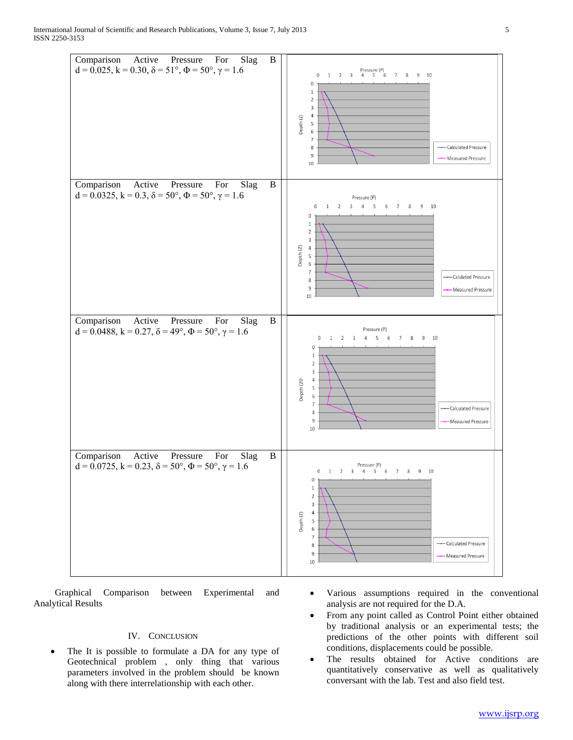| Comparison Active Pressure For Slag B $d = 0.025$, $k = 0.30$, $\delta = 51°$, $\Phi = 50°$, $\gamma = 1.6$ | |
|---|---|
| Comparison Active Pressure For Slag B $d = 0.0325$, $k = 0.3$, $\delta = 50°$, $\Phi = 50°$, $\gamma = 1.6$ | |
| Comparison Active Pressure For Slag B $d = 0.0488$, $k = 0.27$, $\delta = 49°$, $\Phi = 50°$, $\gamma = 1.6$ | |
| Comparison Active Pressure For Slag B $d = 0.0725$, $k = 0.23$, $\delta = 50°$, $\Phi = 50°$, $\gamma = 1.6$ | |

Graphical Comparison between Experimental and Analytical Results

## IV. Conclusion

- The It is possible to formulate a DA for any type of Geotechnical problem , only thing that various parameters involved in the problem should be known along with there interrelationship with each other.
- Various assumptions required in the conventional analysis are not required for the D.A.
- From any point called as Control Point either obtained by traditional analysis or an experimental tests; the predictions of the other points with different soil conditions, displacements could be possible.
- The results obtained for Active conditions are quantitatively conservative as well as qualitatively conversant with the lab. Test and also field test.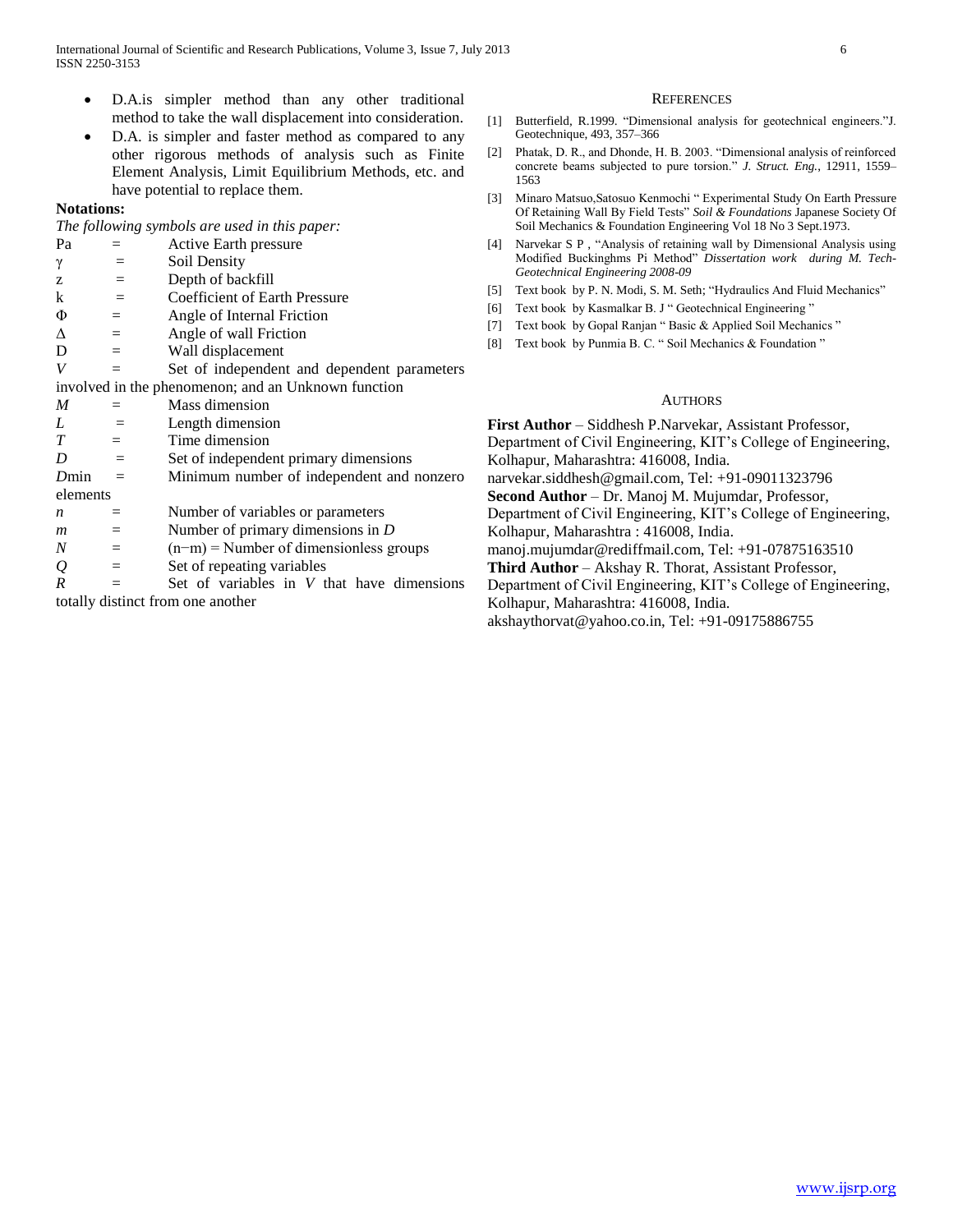- D.A.is simpler method than any other traditional method to take the wall displacement into consideration.
- D.A. is simpler and faster method as compared to any other rigorous methods of analysis such as Finite Element Analysis, Limit Equilibrium Methods, etc. and have potential to replace them.

**Notations:**

*The following symbols are used in this paper:*

Pa = Active Earth pressure

γ = Soil Density

z = Depth of backfill

k = Coefficient of Earth Pressure

Φ = Angle of Internal Friction

Δ = Angle of wall Friction

D = Wall displacement

*V* = Set of independent and dependent parameters involved in the phenomenon; and an Unknown function

*M* = Mass dimension

*L* = Length dimension

*T* = Time dimension

*D* = Set of independent primary dimensions

*D*min = Minimum number of independent and nonzero elements

*n* = Number of variables or parameters

*m* = Number of primary dimensions in *D*

*N* = (n−m) = Number of dimensionless groups

*Q* = Set of repeating variables

*R* = Set of variables in *V* that have dimensions totally distinct from one another

## References

[1] Butterfield, R.1999. "Dimensional analysis for geotechnical engineers."J. Geotechnique, 493, 357–366

[2] Phatak, D. R., and Dhonde, H. B. 2003. "Dimensional analysis of reinforced concrete beams subjected to pure torsion." *J. Struct. Eng.*, 12911, 1559–1563

[3] Minaro Matsuo,Satosuo Kenmochi " Experimental Study On Earth Pressure Of Retaining Wall By Field Tests" *Soil & Foundations* Japanese Society Of Soil Mechanics & Foundation Engineering Vol 18 No 3 Sept.1973.

[4] Narvekar S P , "Analysis of retaining wall by Dimensional Analysis using Modified Buckinghms Pi Method" *Dissertation work during M. Tech-Geotechnical Engineering 2008-09*

[5] Text book by P. N. Modi, S. M. Seth; "Hydraulics And Fluid Mechanics"

[6] Text book by Kasmalkar B. J " Geotechnical Engineering "

[7] Text book by Gopal Ranjan " Basic & Applied Soil Mechanics "

[8] Text book by Punmia B. C. " Soil Mechanics & Foundation "

## Authors

**First Author** – Siddhesh P.Narvekar, Assistant Professor, Department of Civil Engineering, KIT's College of Engineering, Kolhapur, Maharashtra: 416008, India.
narvekar.siddhesh@gmail.com, Tel: +91-09011323796

**Second Author** – Dr. Manoj M. Mujumdar, Professor, Department of Civil Engineering, KIT's College of Engineering, Kolhapur, Maharashtra : 416008, India.
manoj.mujumdar@rediffmail.com, Tel: +91-07875163510

**Third Author** – Akshay R. Thorat, Assistant Professor, Department of Civil Engineering, KIT's College of Engineering, Kolhapur, Maharashtra: 416008, India.
akshaythorvat@yahoo.co.in, Tel: +91-09175886755